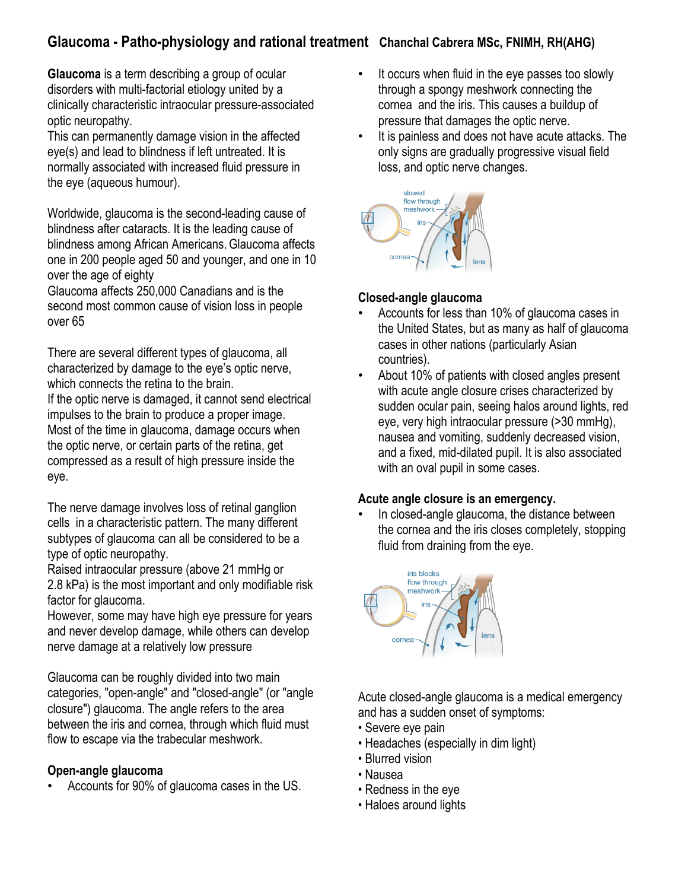# Glaucoma - Patho-physiology and rational treatment **Chanchal Cabrera MSc, FNIMH, RH(AHG)**

**Glaucoma** is a term describing a group of ocular disorders with multi-factorial etiology united by a clinically characteristic intraocular pressure-associated optic neuropathy.
This can permanently damage vision in the affected eye(s) and lead to blindness if left untreated. It is normally associated with increased fluid pressure in the eye (aqueous humour).

Worldwide, glaucoma is the second-leading cause of blindness after cataracts. It is the leading cause of blindness among African Americans. Glaucoma affects one in 200 people aged 50 and younger, and one in 10 over the age of eighty
Glaucoma affects 250,000 Canadians and is the second most common cause of vision loss in people over 65

There are several different types of glaucoma, all characterized by damage to the eye's optic nerve, which connects the retina to the brain.
If the optic nerve is damaged, it cannot send electrical impulses to the brain to produce a proper image. Most of the time in glaucoma, damage occurs when the optic nerve, or certain parts of the retina, get compressed as a result of high pressure inside the eye.

The nerve damage involves loss of retinal ganglion cells in a characteristic pattern. The many different subtypes of glaucoma can all be considered to be a type of optic neuropathy.
Raised intraocular pressure (above 21 mmHg or 2.8 kPa) is the most important and only modifiable risk factor for glaucoma.
However, some may have high eye pressure for years and never develop damage, while others can develop nerve damage at a relatively low pressure

Glaucoma can be roughly divided into two main categories, "open-angle" and "closed-angle" (or "angle closure") glaucoma. The angle refers to the area between the iris and cornea, through which fluid must flow to escape via the trabecular meshwork.

### Open-angle glaucoma

- Accounts for 90% of glaucoma cases in the US.
- It occurs when fluid in the eye passes too slowly through a spongy meshwork connecting the cornea and the iris. This causes a buildup of pressure that damages the optic nerve.
- It is painless and does not have acute attacks. The only signs are gradually progressive visual field loss, and optic nerve changes.

slowed flow through meshwork — iris — cornea — lens

### Closed-angle glaucoma

- Accounts for less than 10% of glaucoma cases in the United States, but as many as half of glaucoma cases in other nations (particularly Asian countries).
- About 10% of patients with closed angles present with acute angle closure crises characterized by sudden ocular pain, seeing halos around lights, red eye, very high intraocular pressure (>30 mmHg), nausea and vomiting, suddenly decreased vision, and a fixed, mid-dilated pupil. It is also associated with an oval pupil in some cases.

### Acute angle closure is an emergency.

- In closed-angle glaucoma, the distance between the cornea and the iris closes completely, stopping fluid from draining from the eye.

iris blocks flow through meshwork — iris — cornea — lens

Acute closed-angle glaucoma is a medical emergency and has a sudden onset of symptoms:

- Severe eye pain
- Headaches (especially in dim light)
- Blurred vision
- Nausea
- Redness in the eye
- Haloes around lights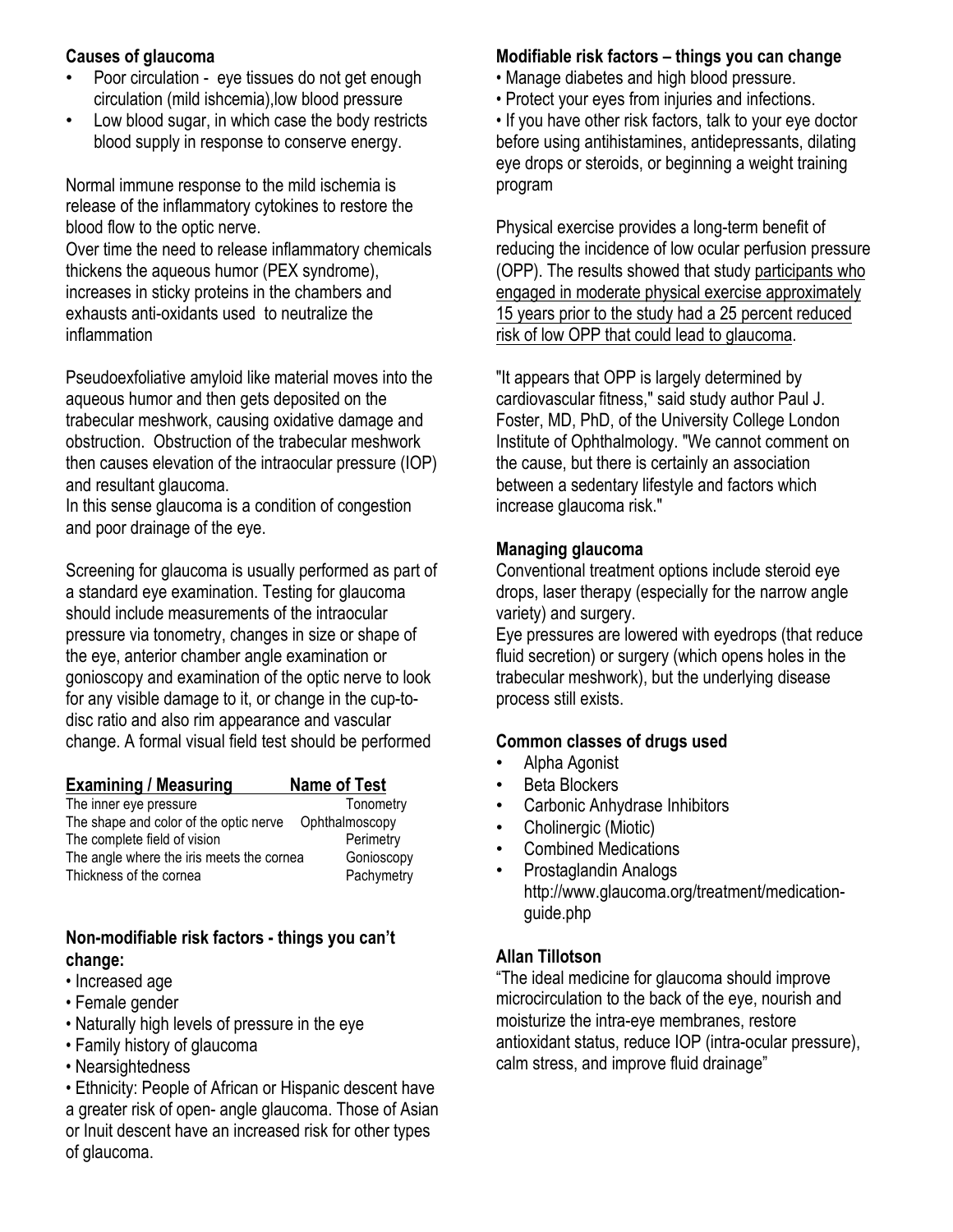**Causes of glaucoma**

- Poor circulation - eye tissues do not get enough circulation (mild ishcemia),low blood pressure
- Low blood sugar, in which case the body restricts blood supply in response to conserve energy.

Normal immune response to the mild ischemia is release of the inflammatory cytokines to restore the blood flow to the optic nerve.

Over time the need to release inflammatory chemicals thickens the aqueous humor (PEX syndrome), increases in sticky proteins in the chambers and exhausts anti-oxidants used to neutralize the inflammation

Pseudoexfoliative amyloid like material moves into the aqueous humor and then gets deposited on the trabecular meshwork, causing oxidative damage and obstruction. Obstruction of the trabecular meshwork then causes elevation of the intraocular pressure (IOP) and resultant glaucoma.

In this sense glaucoma is a condition of congestion and poor drainage of the eye.

Screening for glaucoma is usually performed as part of a standard eye examination. Testing for glaucoma should include measurements of the intraocular pressure via tonometry, changes in size or shape of the eye, anterior chamber angle examination or gonioscopy and examination of the optic nerve to look for any visible damage to it, or change in the cup-to-disc ratio and also rim appearance and vascular change. A formal visual field test should be performed

| Examining / Measuring | Name of Test |
|---|---|
| The inner eye pressure | Tonometry |
| The shape and color of the optic nerve | Ophthalmoscopy |
| The complete field of vision | Perimetry |
| The angle where the iris meets the cornea | Gonioscopy |
| Thickness of the cornea | Pachymetry |

**Non-modifiable risk factors - things you can't change:**

- Increased age
- Female gender
- Naturally high levels of pressure in the eye
- Family history of glaucoma
- Nearsightedness
- Ethnicity: People of African or Hispanic descent have a greater risk of open- angle glaucoma. Those of Asian or Inuit descent have an increased risk for other types of glaucoma.

**Modifiable risk factors – things you can change**

- Manage diabetes and high blood pressure.
- Protect your eyes from injuries and infections.
- If you have other risk factors, talk to your eye doctor before using antihistamines, antidepressants, dilating eye drops or steroids, or beginning a weight training program

Physical exercise provides a long-term benefit of reducing the incidence of low ocular perfusion pressure (OPP). The results showed that study participants who engaged in moderate physical exercise approximately 15 years prior to the study had a 25 percent reduced risk of low OPP that could lead to glaucoma.

"It appears that OPP is largely determined by cardiovascular fitness," said study author Paul J. Foster, MD, PhD, of the University College London Institute of Ophthalmology. "We cannot comment on the cause, but there is certainly an association between a sedentary lifestyle and factors which increase glaucoma risk."

**Managing glaucoma**

Conventional treatment options include steroid eye drops, laser therapy (especially for the narrow angle variety) and surgery.

Eye pressures are lowered with eyedrops (that reduce fluid secretion) or surgery (which opens holes in the trabecular meshwork), but the underlying disease process still exists.

**Common classes of drugs used**

- Alpha Agonist
- Beta Blockers
- Carbonic Anhydrase Inhibitors
- Cholinergic (Miotic)
- Combined Medications
- Prostaglandin Analogs http://www.glaucoma.org/treatment/medication-guide.php

**Allan Tillotson**

"The ideal medicine for glaucoma should improve microcirculation to the back of the eye, nourish and moisturize the intra-eye membranes, restore antioxidant status, reduce IOP (intra-ocular pressure), calm stress, and improve fluid drainage"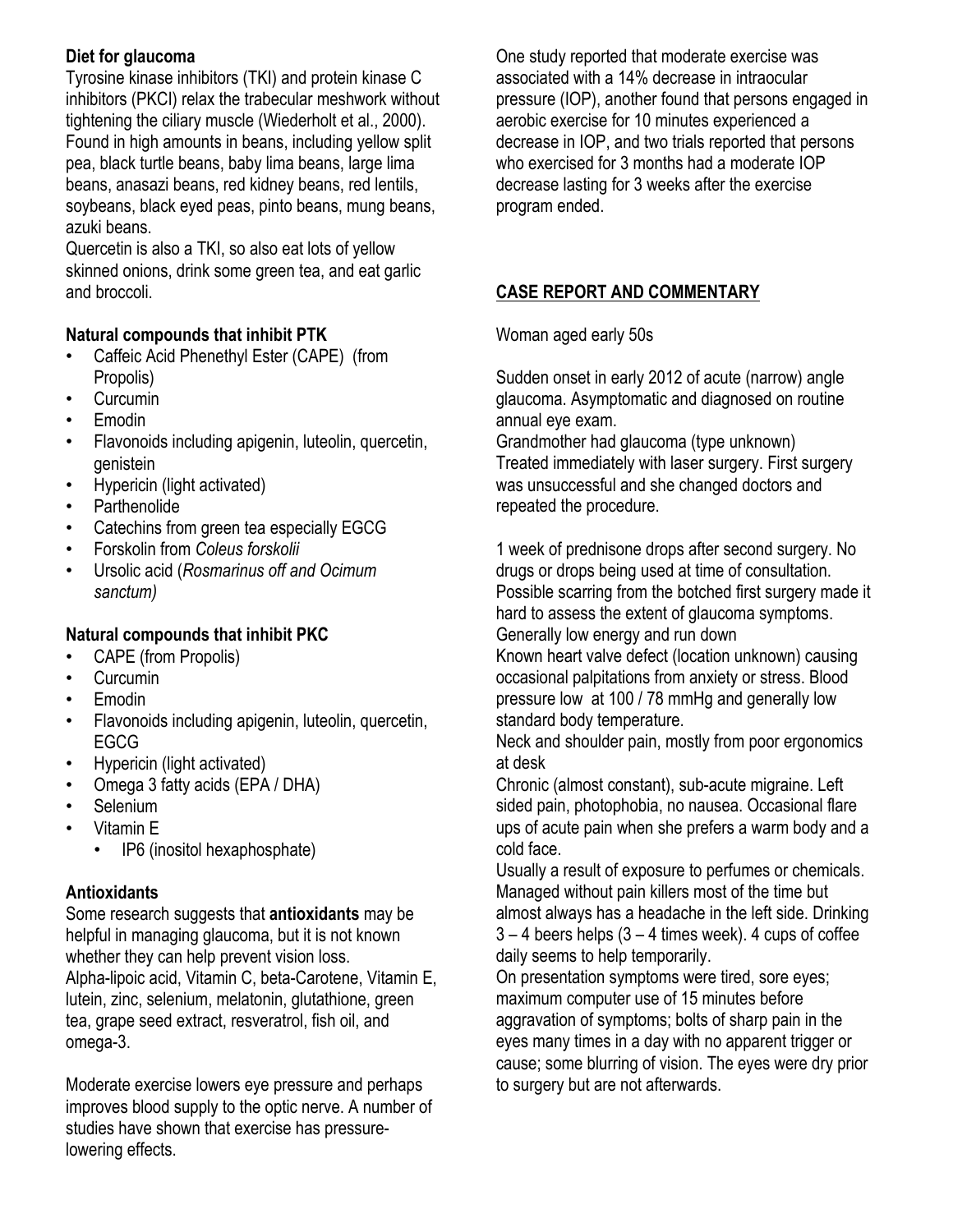**Diet for glaucoma**

Tyrosine kinase inhibitors (TKI) and protein kinase C inhibitors (PKCI) relax the trabecular meshwork without tightening the ciliary muscle (Wiederholt et al., 2000). Found in high amounts in beans, including yellow split pea, black turtle beans, baby lima beans, large lima beans, anasazi beans, red kidney beans, red lentils, soybeans, black eyed peas, pinto beans, mung beans, azuki beans.

Quercetin is also a TKI, so also eat lots of yellow skinned onions, drink some green tea, and eat garlic and broccoli.

**Natural compounds that inhibit PTK**

- Caffeic Acid Phenethyl Ester (CAPE) (from Propolis)
- Curcumin
- Emodin
- Flavonoids including apigenin, luteolin, quercetin, genistein
- Hypericin (light activated)
- Parthenolide
- Catechins from green tea especially EGCG
- Forskolin from *Coleus forskolii*
- Ursolic acid (*Rosmarinus off and Ocimum sanctum)*

**Natural compounds that inhibit PKC**

- CAPE (from Propolis)
- Curcumin
- Emodin
- Flavonoids including apigenin, luteolin, quercetin, EGCG
- Hypericin (light activated)
- Omega 3 fatty acids (EPA / DHA)
- Selenium
- Vitamin E
  - IP6 (inositol hexaphosphate)

**Antioxidants**

Some research suggests that **antioxidants** may be helpful in managing glaucoma, but it is not known whether they can help prevent vision loss.

Alpha-lipoic acid, Vitamin C, beta-Carotene, Vitamin E, lutein, zinc, selenium, melatonin, glutathione, green tea, grape seed extract, resveratrol, fish oil, and omega-3.

Moderate exercise lowers eye pressure and perhaps improves blood supply to the optic nerve. A number of studies have shown that exercise has pressure-lowering effects.

One study reported that moderate exercise was associated with a 14% decrease in intraocular pressure (IOP), another found that persons engaged in aerobic exercise for 10 minutes experienced a decrease in IOP, and two trials reported that persons who exercised for 3 months had a moderate IOP decrease lasting for 3 weeks after the exercise program ended.

**CASE REPORT AND COMMENTARY**

Woman aged early 50s

Sudden onset in early 2012 of acute (narrow) angle glaucoma. Asymptomatic and diagnosed on routine annual eye exam.

Grandmother had glaucoma (type unknown)

Treated immediately with laser surgery. First surgery was unsuccessful and she changed doctors and repeated the procedure.

1 week of prednisone drops after second surgery. No drugs or drops being used at time of consultation.

Possible scarring from the botched first surgery made it hard to assess the extent of glaucoma symptoms.

Generally low energy and run down

Known heart valve defect (location unknown) causing occasional palpitations from anxiety or stress. Blood pressure low at 100 / 78 mmHg and generally low standard body temperature.

Neck and shoulder pain, mostly from poor ergonomics at desk

Chronic (almost constant), sub-acute migraine. Left sided pain, photophobia, no nausea. Occasional flare ups of acute pain when she prefers a warm body and a cold face.

Usually a result of exposure to perfumes or chemicals. Managed without pain killers most of the time but almost always has a headache in the left side. Drinking 3 – 4 beers helps (3 – 4 times week). 4 cups of coffee daily seems to help temporarily.

On presentation symptoms were tired, sore eyes; maximum computer use of 15 minutes before aggravation of symptoms; bolts of sharp pain in the eyes many times in a day with no apparent trigger or cause; some blurring of vision. The eyes were dry prior to surgery but are not afterwards.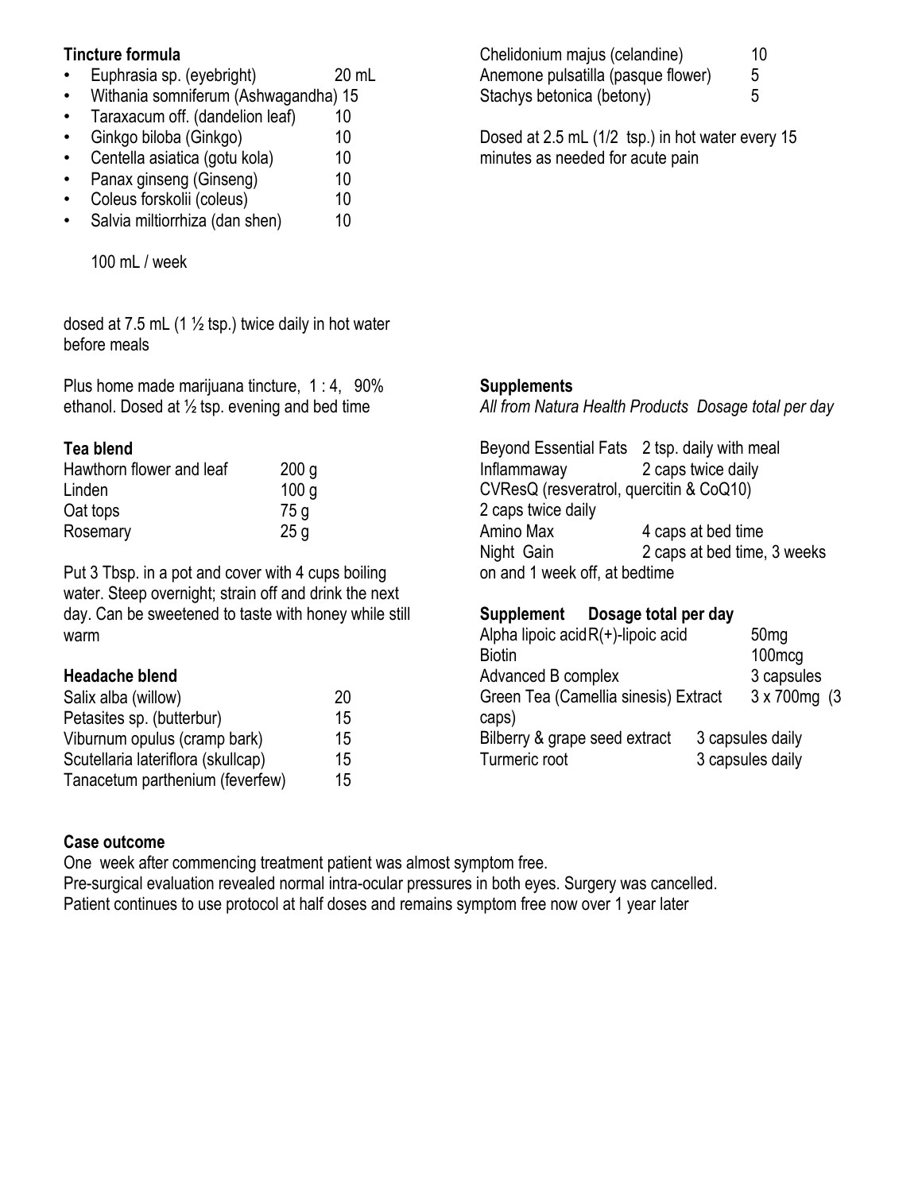**Tincture formula**

- Euphrasia sp. (eyebright) 20 mL
- Withania somniferum (Ashwagandha) 15
- Taraxacum off. (dandelion leaf) 10
- Ginkgo biloba (Ginkgo) 10
- Centella asiatica (gotu kola) 10
- Panax ginseng (Ginseng) 10
- Coleus forskolii (coleus) 10
- Salvia miltiorrhiza (dan shen) 10

100 mL / week

dosed at 7.5 mL (1 ½ tsp.) twice daily in hot water before meals

Plus home made marijuana tincture, 1 : 4, 90% ethanol. Dosed at ½ tsp. evening and bed time

**Tea blend**

| | |
|---|---|
| Hawthorn flower and leaf | 200 g |
| Linden | 100 g |
| Oat tops | 75 g |
| Rosemary | 25 g |

Put 3 Tbsp. in a pot and cover with 4 cups boiling water. Steep overnight; strain off and drink the next day. Can be sweetened to taste with honey while still warm

**Headache blend**

| | |
|---|---|
| Salix alba (willow) | 20 |
| Petasites sp. (butterbur) | 15 |
| Viburnum opulus (cramp bark) | 15 |
| Scutellaria lateriflora (skullcap) | 15 |
| Tanacetum parthenium (feverfew) | 15 |
| Chelidonium majus (celandine) | 10 |
| Anemone pulsatilla (pasque flower) | 5 |
| Stachys betonica (betony) | 5 |

Dosed at 2.5 mL (1/2 tsp.) in hot water every 15 minutes as needed for acute pain

**Supplements**

*All from Natura Health Products Dosage total per day*

Beyond Essential Fats 2 tsp. daily with meal
Inflammaway 2 caps twice daily
CVResQ (resveratrol, quercitin & CoQ10) 2 caps twice daily
Amino Max 4 caps at bed time
Night Gain 2 caps at bed time, 3 weeks on and 1 week off, at bedtime

| **Supplement** | **Dosage total per day** |
|---|---|
| Alpha lipoic acid R(+)-lipoic acid | 50mg |
| Biotin | 100mcg |
| Advanced B complex | 3 capsules |
| Green Tea (Camellia sinesis) Extract | 3 x 700mg (3 caps) |
| Bilberry & grape seed extract | 3 capsules daily |
| Turmeric root | 3 capsules daily |

**Case outcome**

One week after commencing treatment patient was almost symptom free.
Pre-surgical evaluation revealed normal intra-ocular pressures in both eyes. Surgery was cancelled.
Patient continues to use protocol at half doses and remains symptom free now over 1 year later